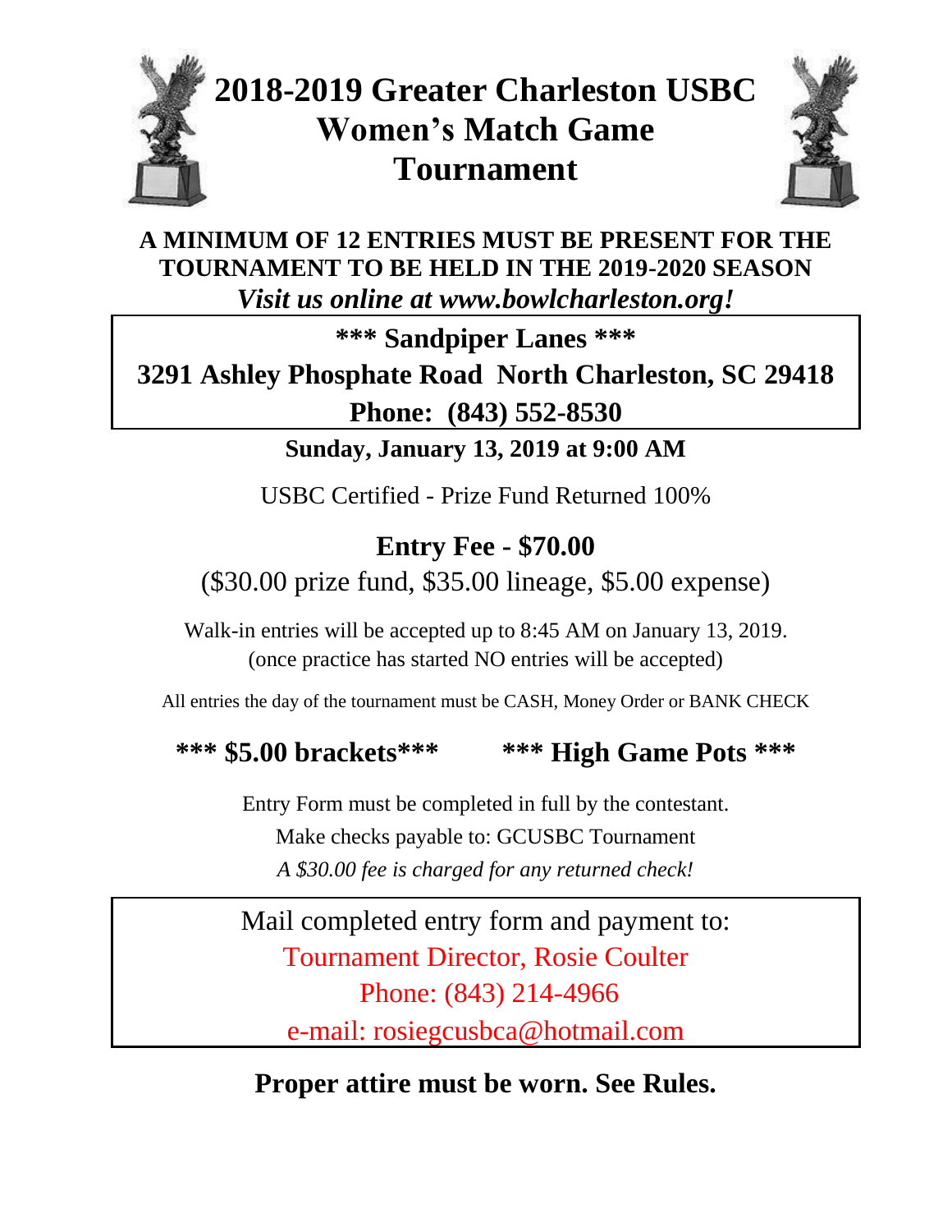# 2018-2019 Greater Charleston USBC Women's Match Game Tournament

**A MINIMUM OF 12 ENTRIES MUST BE PRESENT FOR THE TOURNAMENT TO BE HELD IN THE 2019-2020 SEASON**

***Visit us online at www.bowlcharleston.org!***

**\*\*\* Sandpiper Lanes \*\*\***

**3291 Ashley Phosphate Road North Charleston, SC 29418**

**Phone: (843) 552-8530**

**Sunday, January 13, 2019 at 9:00 AM**

USBC Certified - Prize Fund Returned 100%

**Entry Fee - $70.00**

($30.00 prize fund, $35.00 lineage, $5.00 expense)

Walk-in entries will be accepted up to 8:45 AM on January 13, 2019.
(once practice has started NO entries will be accepted)

All entries the day of the tournament must be CASH, Money Order or BANK CHECK

**\*\*\* $5.00 brackets\*\*\*** **\*\*\* High Game Pots \*\*\***

Entry Form must be completed in full by the contestant.

Make checks payable to: GCUSBC Tournament

*A $30.00 fee is charged for any returned check!*

Mail completed entry form and payment to:

Tournament Director, Rosie Coulter

Phone: (843) 214-4966

e-mail: rosiegcusbca@hotmail.com

**Proper attire must be worn. See Rules.**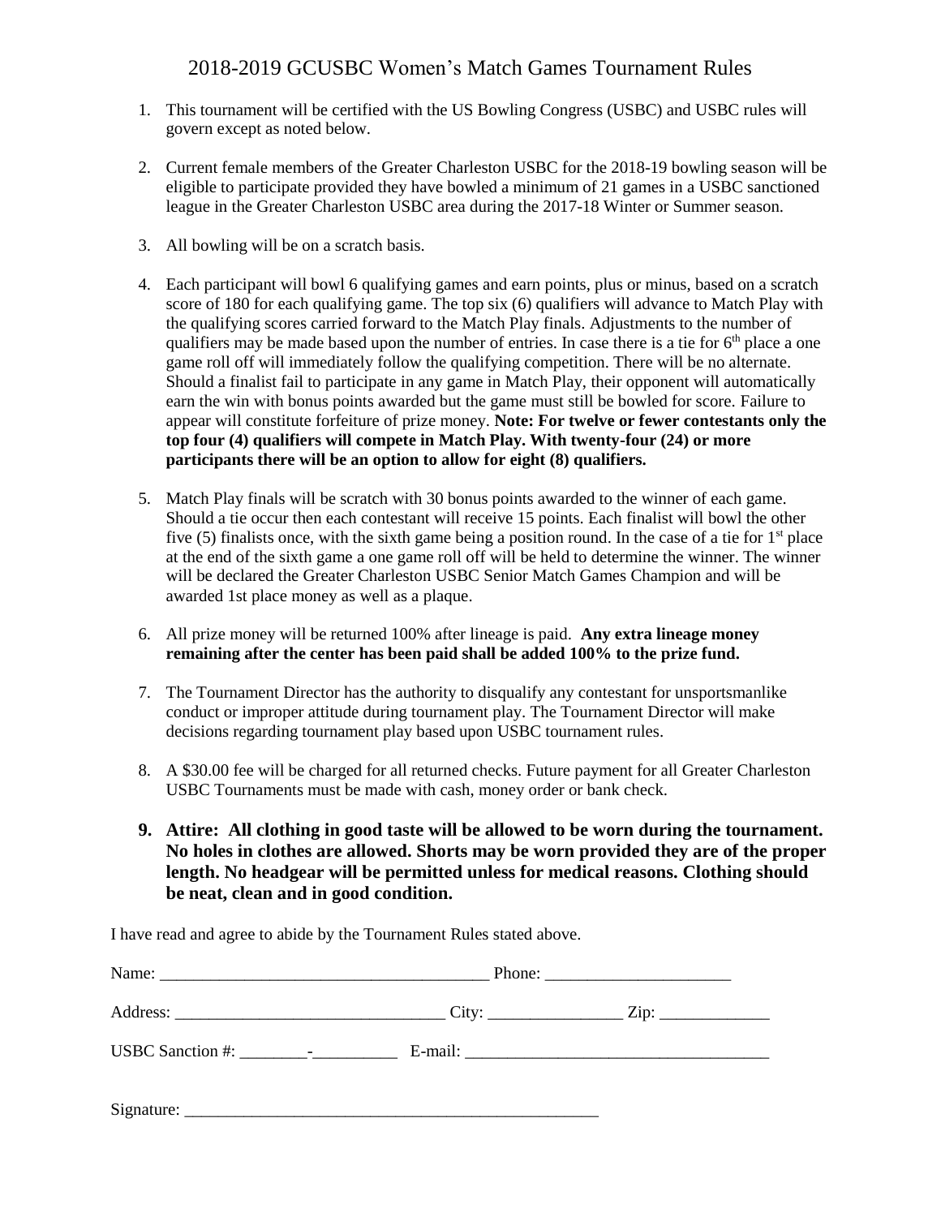# 2018-2019 GCUSBC Women's Match Games Tournament Rules

1. This tournament will be certified with the US Bowling Congress (USBC) and USBC rules will govern except as noted below.

2. Current female members of the Greater Charleston USBC for the 2018-19 bowling season will be eligible to participate provided they have bowled a minimum of 21 games in a USBC sanctioned league in the Greater Charleston USBC area during the 2017-18 Winter or Summer season.

3. All bowling will be on a scratch basis.

4. Each participant will bowl 6 qualifying games and earn points, plus or minus, based on a scratch score of 180 for each qualifying game. The top six (6) qualifiers will advance to Match Play with the qualifying scores carried forward to the Match Play finals. Adjustments to the number of qualifiers may be made based upon the number of entries. In case there is a tie for 6th place a one game roll off will immediately follow the qualifying competition. There will be no alternate. Should a finalist fail to participate in any game in Match Play, their opponent will automatically earn the win with bonus points awarded but the game must still be bowled for score. Failure to appear will constitute forfeiture of prize money. **Note: For twelve or fewer contestants only the top four (4) qualifiers will compete in Match Play. With twenty-four (24) or more participants there will be an option to allow for eight (8) qualifiers.**

5. Match Play finals will be scratch with 30 bonus points awarded to the winner of each game. Should a tie occur then each contestant will receive 15 points. Each finalist will bowl the other five (5) finalists once, with the sixth game being a position round. In the case of a tie for 1st place at the end of the sixth game a one game roll off will be held to determine the winner. The winner will be declared the Greater Charleston USBC Senior Match Games Champion and will be awarded 1st place money as well as a plaque.

6. All prize money will be returned 100% after lineage is paid. **Any extra lineage money remaining after the center has been paid shall be added 100% to the prize fund.**

7. The Tournament Director has the authority to disqualify any contestant for unsportsmanlike conduct or improper attitude during tournament play. The Tournament Director will make decisions regarding tournament play based upon USBC tournament rules.

8. A $30.00 fee will be charged for all returned checks. Future payment for all Greater Charleston USBC Tournaments must be made with cash, money order or bank check.

9. **Attire: All clothing in good taste will be allowed to be worn during the tournament. No holes in clothes are allowed. Shorts may be worn provided they are of the proper length. No headgear will be permitted unless for medical reasons. Clothing should be neat, clean and in good condition.**

I have read and agree to abide by the Tournament Rules stated above.

Name: _______________________________________ Phone: ______________________

Address: ________________________________ City: ________________ Zip: _____________

USBC Sanction #: ________-__________ E-mail: ____________________________________

Signature: ___________________________________________________